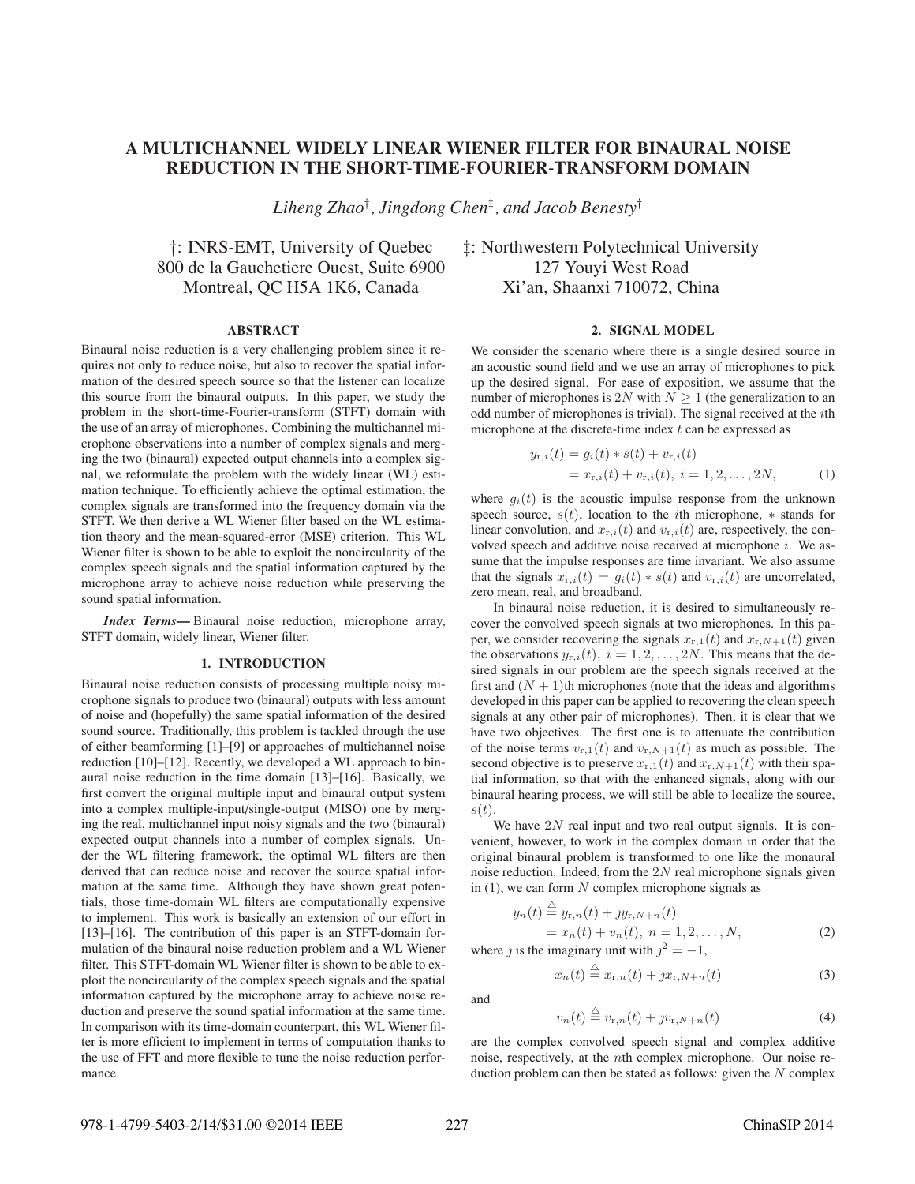# A MULTICHANNEL WIDELY LINEAR WIENER FILTER FOR BINAURAL NOISE REDUCTION IN THE SHORT-TIME-FOURIER-TRANSFORM DOMAIN

*Liheng Zhao*[†], *Jingdong Chen*[‡], *and Jacob Benesty*[†]

†: INRS-EMT, University of Quebec
800 de la Gauchetiere Ouest, Suite 6900
Montreal, QC H5A 1K6, Canada

‡: Northwestern Polytechnical University
127 Youyi West Road
Xi'an, Shaanxi 710072, China

## ABSTRACT

Binaural noise reduction is a very challenging problem since it requires not only to reduce noise, but also to recover the spatial information of the desired speech source so that the listener can localize this source from the binaural outputs. In this paper, we study the problem in the short-time-Fourier-transform (STFT) domain with the use of an array of microphones. Combining the multichannel microphone observations into a number of complex signals and merging the two (binaural) expected output channels into a complex signal, we reformulate the problem with the widely linear (WL) estimation technique. To efficiently achieve the optimal estimation, the complex signals are transformed into the frequency domain via the STFT. We then derive a WL Wiener filter based on the WL estimation theory and the mean-squared-error (MSE) criterion. This WL Wiener filter is shown to be able to exploit the noncircularity of the complex speech signals and the spatial information captured by the microphone array to achieve noise reduction while preserving the sound spatial information.

***Index Terms***— Binaural noise reduction, microphone array, STFT domain, widely linear, Wiener filter.

## 1. INTRODUCTION

Binaural noise reduction consists of processing multiple noisy microphone signals to produce two (binaural) outputs with less amount of noise and (hopefully) the same spatial information of the desired sound source. Traditionally, this problem is tackled through the use of either beamforming [1]–[9] or approaches of multichannel noise reduction [10]–[12]. Recently, we developed a WL approach to binaural noise reduction in the time domain [13]–[16]. Basically, we first convert the original multiple input and binaural output system into a complex multiple-input/single-output (MISO) one by merging the real, multichannel input noisy signals and the two (binaural) expected output channels into a number of complex signals. Under the WL filtering framework, the optimal WL filters are then derived that can reduce noise and recover the source spatial information at the same time. Although they have shown great potentials, those time-domain WL filters are computationally expensive to implement. This work is basically an extension of our effort in [13]–[16]. The contribution of this paper is an STFT-domain formulation of the binaural noise reduction problem and a WL Wiener filter. This STFT-domain WL Wiener filter is shown to be able to exploit the noncircularity of the complex speech signals and the spatial information captured by the microphone array to achieve noise reduction and preserve the sound spatial information at the same time. In comparison with its time-domain counterpart, this WL Wiener filter is more efficient to implement in terms of computation thanks to the use of FFT and more flexible to tune the noise reduction performance.

## 2. SIGNAL MODEL

We consider the scenario where there is a single desired source in an acoustic sound field and we use an array of microphones to pick up the desired signal. For ease of exposition, we assume that the number of microphones is $2N$ with $N \geq 1$ (the generalization to an odd number of microphones is trivial). The signal received at the $i$th microphone at the discrete-time index $t$ can be expressed as

$$\begin{aligned} y_{\mathrm{r},i}(t) &= g_i(t) * s(t) + v_{\mathrm{r},i}(t) \\ &= x_{\mathrm{r},i}(t) + v_{\mathrm{r},i}(t),\ i = 1, 2, \ldots, 2N, \end{aligned} \tag{1}$$

where $g_i(t)$ is the acoustic impulse response from the unknown speech source, $s(t)$, location to the $i$th microphone, $*$ stands for linear convolution, and $x_{\mathrm{r},i}(t)$ and $v_{\mathrm{r},i}(t)$ are, respectively, the convolved speech and additive noise received at microphone $i$. We assume that the impulse responses are time invariant. We also assume that the signals $x_{\mathrm{r},i}(t) = g_i(t) * s(t)$ and $v_{\mathrm{r},i}(t)$ are uncorrelated, zero mean, real, and broadband.

In binaural noise reduction, it is desired to simultaneously recover the convolved speech signals at two microphones. In this paper, we consider recovering the signals $x_{\mathrm{r},1}(t)$ and $x_{\mathrm{r},N+1}(t)$ given the observations $y_{\mathrm{r},i}(t),\ i = 1, 2, \ldots, 2N$. This means that the desired signals in our problem are the speech signals received at the first and $(N+1)$th microphones (note that the ideas and algorithms developed in this paper can be applied to recovering the clean speech signals at any other pair of microphones). Then, it is clear that we have two objectives. The first one is to attenuate the contribution of the noise terms $v_{\mathrm{r},1}(t)$ and $v_{\mathrm{r},N+1}(t)$ as much as possible. The second objective is to preserve $x_{\mathrm{r},1}(t)$ and $x_{\mathrm{r},N+1}(t)$ with their spatial information, so that with the enhanced signals, along with our binaural hearing process, we will still be able to localize the source, $s(t)$.

We have $2N$ real input and two real output signals. It is convenient, however, to work in the complex domain in order that the original binaural problem is transformed to one like the monaural noise reduction. Indeed, from the $2N$ real microphone signals given in (1), we can form $N$ complex microphone signals as

$$\begin{aligned} y_n(t) &\stackrel{\triangle}{=} y_{\mathrm{r},n}(t) + \jmath y_{\mathrm{r},N+n}(t) \\ &= x_n(t) + v_n(t),\ n = 1, 2, \ldots, N, \end{aligned} \tag{2}$$

where $\jmath$ is the imaginary unit with $\jmath^2 = -1$,

$$x_n(t) \stackrel{\triangle}{=} x_{\mathrm{r},n}(t) + \jmath x_{\mathrm{r},N+n}(t) \tag{3}$$

and

$$v_n(t) \stackrel{\triangle}{=} v_{\mathrm{r},n}(t) + \jmath v_{\mathrm{r},N+n}(t) \tag{4}$$

are the complex convolved speech signal and complex additive noise, respectively, at the $n$th complex microphone. Our noise reduction problem can then be stated as follows: given the $N$ complex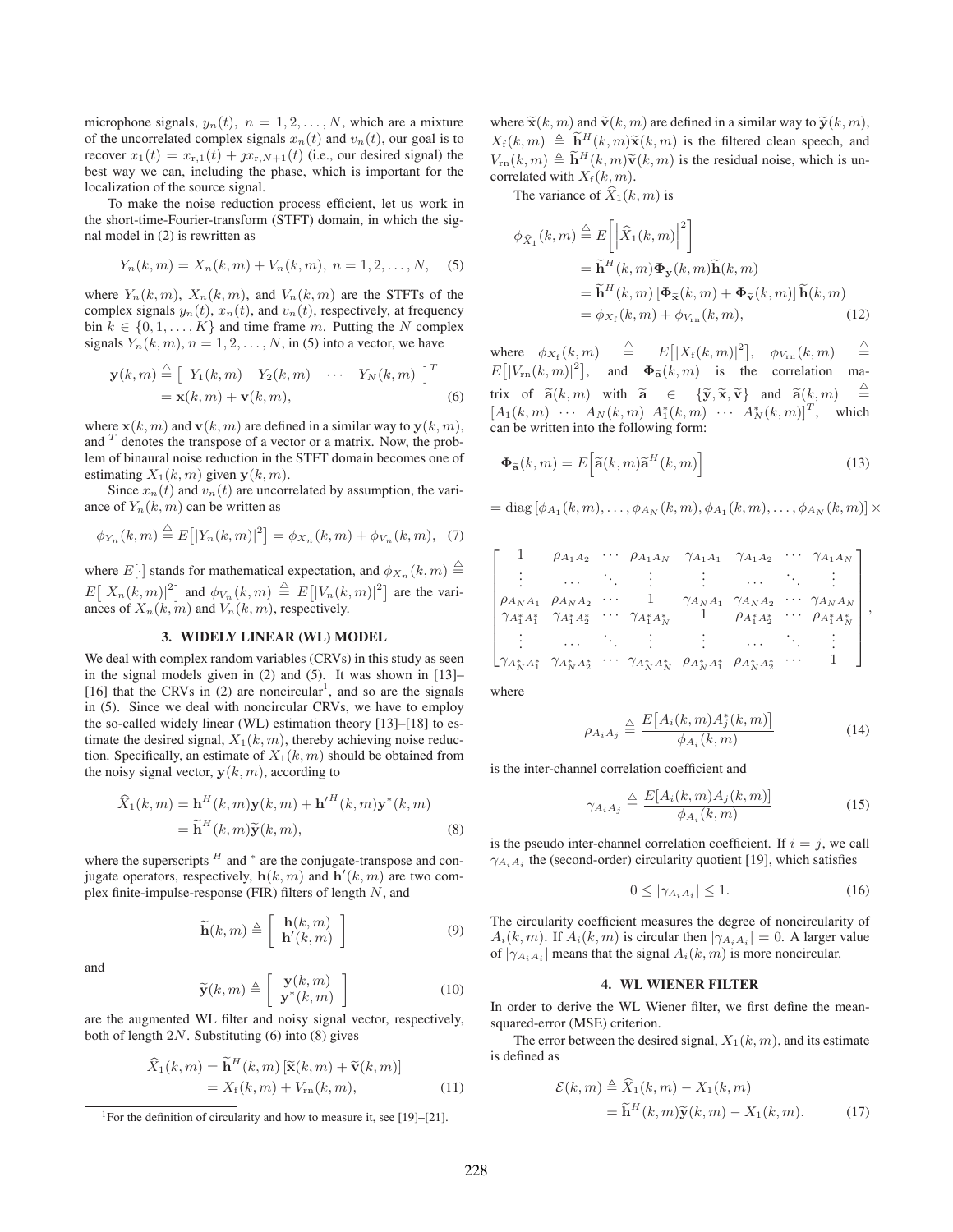microphone signals, $y_n(t),\ n = 1, 2, \ldots, N$, which are a mixture of the uncorrelated complex signals $x_n(t)$ and $v_n(t)$, our goal is to recover $x_1(t) = x_{\mathrm{r},1}(t) + \jmath x_{\mathrm{r},N+1}(t)$ (i.e., our desired signal) the best way we can, including the phase, which is important for the localization of the source signal.

To make the noise reduction process efficient, let us work in the short-time-Fourier-transform (STFT) domain, in which the signal model in (2) is rewritten as

$$Y_n(k, m) = X_n(k, m) + V_n(k, m),\ n = 1, 2, \ldots, N, \quad (5)$$

where $Y_n(k, m)$, $X_n(k, m)$, and $V_n(k, m)$ are the STFTs of the complex signals $y_n(t)$, $x_n(t)$, and $v_n(t)$, respectively, at frequency bin $k \in \{0, 1, \ldots, K\}$ and time frame $m$. Putting the $N$ complex signals $Y_n(k, m), n = 1, 2, \ldots, N$, in (5) into a vector, we have

$$\begin{aligned}\mathbf{y}(k, m) &\triangleq \begin{bmatrix} Y_1(k, m) & Y_2(k, m) & \cdots & Y_N(k, m) \end{bmatrix}^T \\ &= \mathbf{x}(k, m) + \mathbf{v}(k, m),\end{aligned} \quad (6)$$

where $\mathbf{x}(k, m)$ and $\mathbf{v}(k, m)$ are defined in a similar way to $\mathbf{y}(k, m)$, and $^T$ denotes the transpose of a vector or a matrix. Now, the problem of binaural noise reduction in the STFT domain becomes one of estimating $X_1(k, m)$ given $\mathbf{y}(k, m)$.

Since $x_n(t)$ and $v_n(t)$ are uncorrelated by assumption, the variance of $Y_n(k, m)$ can be written as

$$\phi_{Y_n}(k, m) \triangleq E\big[|Y_n(k, m)|^2\big] = \phi_{X_n}(k, m) + \phi_{V_n}(k, m), \quad (7)$$

where $E[\cdot]$ stands for mathematical expectation, and $\phi_{X_n}(k, m) \triangleq E\big[|X_n(k, m)|^2\big]$ and $\phi_{V_n}(k, m) \triangleq E\big[|V_n(k, m)|^2\big]$ are the variances of $X_n(k, m)$ and $V_n(k, m)$, respectively.

## 3. WIDELY LINEAR (WL) MODEL

We deal with complex random variables (CRVs) in this study as seen in the signal models given in (2) and (5). It was shown in [13]–[16] that the CRVs in (2) are noncircular[1], and so are the signals in (5). Since we deal with noncircular CRVs, we have to employ the so-called widely linear (WL) estimation theory [13]–[18] to estimate the desired signal, $X_1(k, m)$, thereby achieving noise reduction. Specifically, an estimate of $X_1(k, m)$ should be obtained from the noisy signal vector, $\mathbf{y}(k, m)$, according to

$$\begin{aligned}\widehat{X}_1(k, m) &= \mathbf{h}^H(k, m)\mathbf{y}(k, m) + \mathbf{h}'^H(k, m)\mathbf{y}^*(k, m) \\ &= \widetilde{\mathbf{h}}^H(k, m)\widetilde{\mathbf{y}}(k, m),\end{aligned} \quad (8)$$

where the superscripts $^H$ and $^*$ are the conjugate-transpose and conjugate operators, respectively, $\mathbf{h}(k, m)$ and $\mathbf{h}'(k, m)$ are two complex finite-impulse-response (FIR) filters of length $N$, and

$$\widetilde{\mathbf{h}}(k, m) \triangleq \begin{bmatrix} \mathbf{h}(k, m) \\ \mathbf{h}'(k, m) \end{bmatrix} \quad (9)$$

and

$$\widetilde{\mathbf{y}}(k, m) \triangleq \begin{bmatrix} \mathbf{y}(k, m) \\ \mathbf{y}^*(k, m) \end{bmatrix} \quad (10)$$

are the augmented WL filter and noisy signal vector, respectively, both of length $2N$. Substituting (6) into (8) gives

$$\begin{aligned}\widehat{X}_1(k, m) &= \widetilde{\mathbf{h}}^H(k, m)\left[\widetilde{\mathbf{x}}(k, m) + \widetilde{\mathbf{v}}(k, m)\right] \\ &= X_{\mathrm{f}}(k, m) + V_{\mathrm{rn}}(k, m),\end{aligned} \quad (11)$$

where $\widetilde{\mathbf{x}}(k, m)$ and $\widetilde{\mathbf{v}}(k, m)$ are defined in a similar way to $\widetilde{\mathbf{y}}(k, m)$, $X_{\mathrm{f}}(k, m) \triangleq \widetilde{\mathbf{h}}^H(k, m)\widetilde{\mathbf{x}}(k, m)$ is the filtered clean speech, and $V_{\mathrm{rn}}(k, m) \triangleq \widetilde{\mathbf{h}}^H(k, m)\widetilde{\mathbf{v}}(k, m)$ is the residual noise, which is uncorrelated with $X_{\mathrm{f}}(k, m)$.

The variance of $\widehat{X}_1(k, m)$ is

$$\begin{aligned}\phi_{\widehat{X}_1}(k, m) &\triangleq E\left[\left|\widehat{X}_1(k, m)\right|^2\right] \\ &= \widetilde{\mathbf{h}}^H(k, m)\mathbf{\Phi}_{\widetilde{\mathbf{y}}}(k, m)\widetilde{\mathbf{h}}(k, m) \\ &= \widetilde{\mathbf{h}}^H(k, m)\left[\mathbf{\Phi}_{\widetilde{\mathbf{x}}}(k, m) + \mathbf{\Phi}_{\widetilde{\mathbf{v}}}(k, m)\right]\widetilde{\mathbf{h}}(k, m) \\ &= \phi_{X_{\mathrm{f}}}(k, m) + \phi_{V_{\mathrm{rn}}}(k, m),\end{aligned} \quad (12)$$

where $\phi_{X_{\mathrm{f}}}(k, m) \triangleq E\big[|X_{\mathrm{f}}(k, m)|^2\big]$, $\phi_{V_{\mathrm{rn}}}(k, m) \triangleq E\big[|V_{\mathrm{rn}}(k, m)|^2\big]$, and $\mathbf{\Phi}_{\widetilde{\mathbf{a}}}(k, m)$ is the correlation matrix of $\widetilde{\mathbf{a}}(k, m)$ with $\widetilde{\mathbf{a}} \in \{\widetilde{\mathbf{y}}, \widetilde{\mathbf{x}}, \widetilde{\mathbf{v}}\}$ and $\widetilde{\mathbf{a}}(k, m) \triangleq [A_1(k, m)\ \cdots\ A_N(k, m)\ A_1^*(k, m)\ \cdots\ A_N^*(k, m)]^T$, which can be written into the following form:

$$\mathbf{\Phi}_{\widetilde{\mathbf{a}}}(k, m) = E\Big[\widetilde{\mathbf{a}}(k, m)\widetilde{\mathbf{a}}^H(k, m)\Big] \quad (13)$$

$$= \mathrm{diag}\left[\phi_{A_1}(k, m), \ldots, \phi_{A_N}(k, m), \phi_{A_1}(k, m), \ldots, \phi_{A_N}(k, m)\right] \times$$

$$\begin{bmatrix} 1 & \rho_{A_1A_2} & \cdots & \rho_{A_1A_N} & \gamma_{A_1A_1} & \gamma_{A_1A_2} & \cdots & \gamma_{A_1A_N} \\ \vdots & \cdots & \ddots & \vdots & \vdots & \cdots & \ddots & \vdots \\ \rho_{A_NA_1} & \rho_{A_NA_2} & \cdots & 1 & \gamma_{A_NA_1} & \gamma_{A_NA_2} & \cdots & \gamma_{A_NA_N} \\ \gamma_{A_1^*A_1^*} & \gamma_{A_1^*A_2^*} & \cdots & \gamma_{A_1^*A_N^*} & 1 & \rho_{A_1^*A_2^*} & \cdots & \rho_{A_1^*A_N^*} \\ \vdots & \cdots & \ddots & \vdots & \vdots & \cdots & \ddots & \vdots \\ \gamma_{A_N^*A_1^*} & \gamma_{A_N^*A_2^*} & \cdots & \gamma_{A_N^*A_N^*} & \rho_{A_N^*A_1^*} & \rho_{A_N^*A_2^*} & \cdots & 1 \end{bmatrix},$$

where

$$\rho_{A_iA_j} \triangleq \frac{E\big[A_i(k, m)A_j^*(k, m)\big]}{\phi_{A_i}(k, m)} \quad (14)$$

is the inter-channel correlation coefficient and

$$\gamma_{A_iA_j} \triangleq \frac{E\big[A_i(k, m)A_j(k, m)\big]}{\phi_{A_i}(k, m)} \quad (15)$$

is the pseudo inter-channel correlation coefficient. If $i = j$, we call $\gamma_{A_iA_i}$ the (second-order) circularity quotient [19], which satisfies

$$0 \le |\gamma_{A_iA_i}| \le 1. \quad (16)$$

The circularity coefficient measures the degree of noncircularity of $A_i(k, m)$. If $A_i(k, m)$ is circular then $|\gamma_{A_iA_i}| = 0$. A larger value of $|\gamma_{A_iA_i}|$ means that the signal $A_i(k, m)$ is more noncircular.

## 4. WL WIENER FILTER

In order to derive the WL Wiener filter, we first define the mean-squared-error (MSE) criterion.

The error between the desired signal, $X_1(k, m)$, and its estimate is defined as

$$\begin{aligned}\mathcal{E}(k, m) &\triangleq \widehat{X}_1(k, m) - X_1(k, m) \\ &= \widetilde{\mathbf{h}}^H(k, m)\widetilde{\mathbf{y}}(k, m) - X_1(k, m).\end{aligned} \quad (17)$$

[1] For the definition of circularity and how to measure it, see [19]–[21].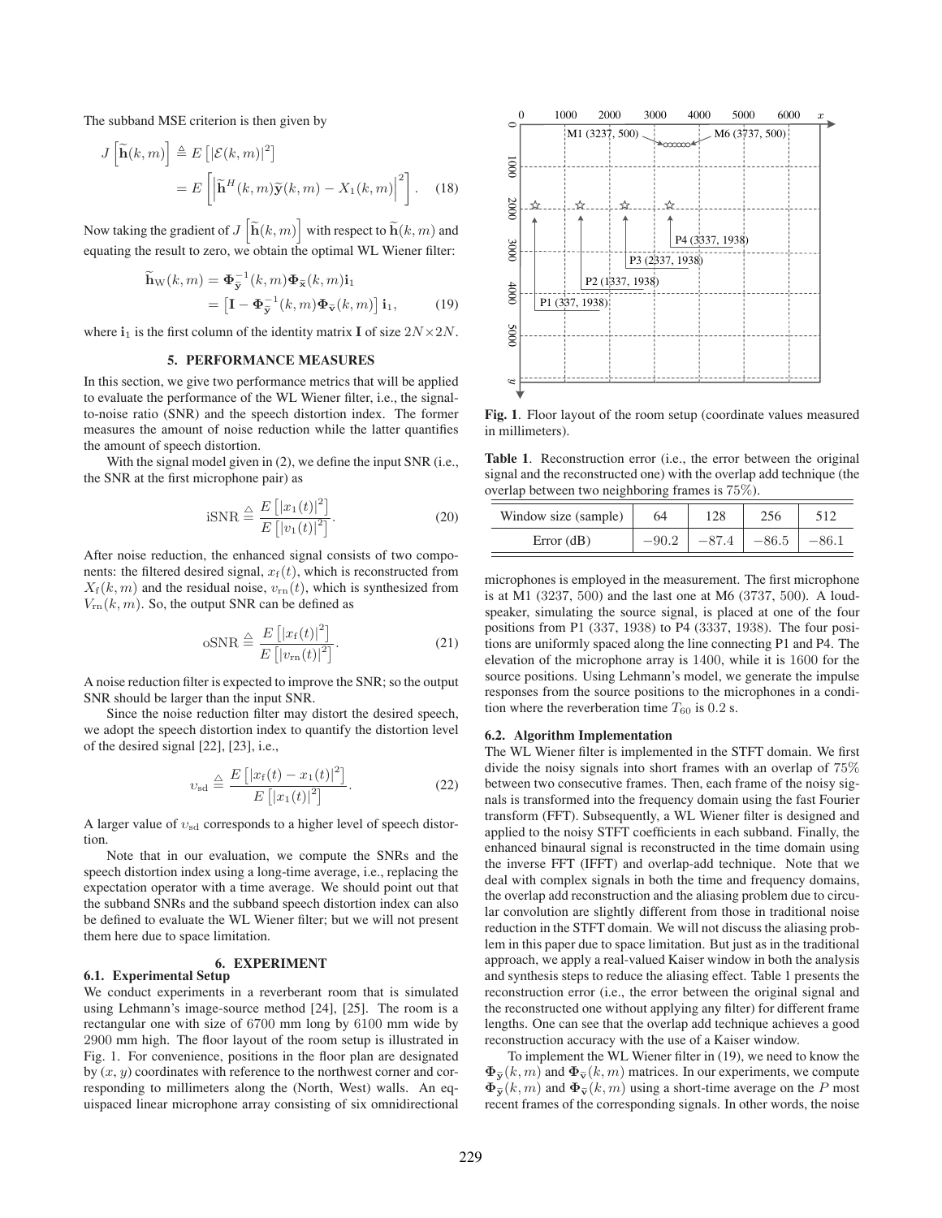The subband MSE criterion is then given by

$$J\left[\widetilde{\mathbf{h}}(k,m)\right] \triangleq E\left[|\mathcal{E}(k,m)|^2\right] = E\left[\left|\widetilde{\mathbf{h}}^H(k,m)\widetilde{\mathbf{y}}(k,m) - X_1(k,m)\right|^2\right]. \quad (18)$$

Now taking the gradient of $J\left[\widetilde{\mathbf{h}}(k,m)\right]$ with respect to $\widetilde{\mathbf{h}}(k,m)$ and equating the result to zero, we obtain the optimal WL Wiener filter:

$$\widetilde{\mathbf{h}}_{\mathrm{W}}(k,m) = \mathbf{\Phi}_{\widetilde{\mathbf{y}}}^{-1}(k,m)\mathbf{\Phi}_{\widetilde{\mathbf{x}}}(k,m)\mathbf{i}_1 = \left[\mathbf{I} - \mathbf{\Phi}_{\widetilde{\mathbf{y}}}^{-1}(k,m)\mathbf{\Phi}_{\widetilde{\mathbf{v}}}(k,m)\right]\mathbf{i}_1, \quad (19)$$

where $\mathbf{i}_1$ is the first column of the identity matrix $\mathbf{I}$ of size $2N \times 2N$.

## 5. PERFORMANCE MEASURES

In this section, we give two performance metrics that will be applied to evaluate the performance of the WL Wiener filter, i.e., the signal-to-noise ratio (SNR) and the speech distortion index. The former measures the amount of noise reduction while the latter quantifies the amount of speech distortion.

With the signal model given in (2), we define the input SNR (i.e., the SNR at the first microphone pair) as

$$\mathrm{iSNR} \triangleq \frac{E\left[|x_1(t)|^2\right]}{E\left[|v_1(t)|^2\right]}. \quad (20)$$

After noise reduction, the enhanced signal consists of two components: the filtered desired signal, $x_{\mathrm{f}}(t)$, which is reconstructed from $X_{\mathrm{f}}(k,m)$ and the residual noise, $v_{\mathrm{rn}}(t)$, which is synthesized from $V_{\mathrm{rn}}(k,m)$. So, the output SNR can be defined as

$$\mathrm{oSNR} \triangleq \frac{E\left[|x_{\mathrm{f}}(t)|^2\right]}{E\left[|v_{\mathrm{rn}}(t)|^2\right]}. \quad (21)$$

A noise reduction filter is expected to improve the SNR; so the output SNR should be larger than the input SNR.

Since the noise reduction filter may distort the desired speech, we adopt the speech distortion index to quantify the distortion level of the desired signal [22], [23], i.e.,

$$\upsilon_{\mathrm{sd}} \triangleq \frac{E\left[|x_{\mathrm{f}}(t) - x_1(t)|^2\right]}{E\left[|x_1(t)|^2\right]}. \quad (22)$$

A larger value of $\upsilon_{\mathrm{sd}}$ corresponds to a higher level of speech distortion.

Note that in our evaluation, we compute the SNRs and the speech distortion index using a long-time average, i.e., replacing the expectation operator with a time average. We should point out that the subband SNRs and the subband speech distortion index can also be defined to evaluate the WL Wiener filter; but we will not present them here due to space limitation.

## 6. EXPERIMENT

### 6.1. Experimental Setup

We conduct experiments in a reverberant room that is simulated using Lehmann's image-source method [24], [25]. The room is a rectangular one with size of 6700 mm long by 6100 mm wide by 2900 mm high. The floor layout of the room setup is illustrated in Fig. 1. For convenience, positions in the floor plan are designated by $(x, y)$ coordinates with reference to the northwest corner and corresponding to millimeters along the (North, West) walls. An equispaced linear microphone array consisting of six omnidirectional microphones is employed in the measurement. The first microphone is at M1 (3237, 500) and the last one at M6 (3737, 500). A loudspeaker, simulating the source signal, is placed at one of the four positions from P1 (337, 1938) to P4 (3337, 1938). The four positions are uniformly spaced along the line connecting P1 and P4. The elevation of the microphone array is 1400, while it is 1600 for the source positions. Using Lehmann's model, we generate the impulse responses from the source positions to the microphones in a condition where the reverberation time $T_{60}$ is 0.2 s.

**Fig. 1**. Floor layout of the room setup (coordinate values measured in millimeters).

**Table 1**. Reconstruction error (i.e., the error between the original signal and the reconstructed one) with the overlap add technique (the overlap between two neighboring frames is 75%).

| Window size (sample) | 64 | 128 | 256 | 512 |
|---|---|---|---|---|
| Error (dB) | $-90.2$ | $-87.4$ | $-86.5$ | $-86.1$ |

### 6.2. Algorithm Implementation

The WL Wiener filter is implemented in the STFT domain. We first divide the noisy signals into short frames with an overlap of 75% between two consecutive frames. Then, each frame of the noisy signals is transformed into the frequency domain using the fast Fourier transform (FFT). Subsequently, a WL Wiener filter is designed and applied to the noisy STFT coefficients in each subband. Finally, the enhanced binaural signal is reconstructed in the time domain using the inverse FFT (IFFT) and overlap-add technique. Note that we deal with complex signals in both the time and frequency domains, the overlap add reconstruction and the aliasing problem due to circular convolution are slightly different from those in traditional noise reduction in the STFT domain. We will not discuss the aliasing problem in this paper due to space limitation. But just as in the traditional approach, we apply a real-valued Kaiser window in both the analysis and synthesis steps to reduce the aliasing effect. Table 1 presents the reconstruction error (i.e., the error between the original signal and the reconstructed one without applying any filter) for different frame lengths. One can see that the overlap add technique achieves a good reconstruction accuracy with the use of a Kaiser window.

To implement the WL Wiener filter in (19), we need to know the $\mathbf{\Phi}_{\widetilde{\mathbf{y}}}(k,m)$ and $\mathbf{\Phi}_{\widetilde{\mathbf{v}}}(k,m)$ matrices. In our experiments, we compute $\mathbf{\Phi}_{\widetilde{\mathbf{y}}}(k,m)$ and $\mathbf{\Phi}_{\widetilde{\mathbf{v}}}(k,m)$ using a short-time average on the $P$ most recent frames of the corresponding signals. In other words, the noise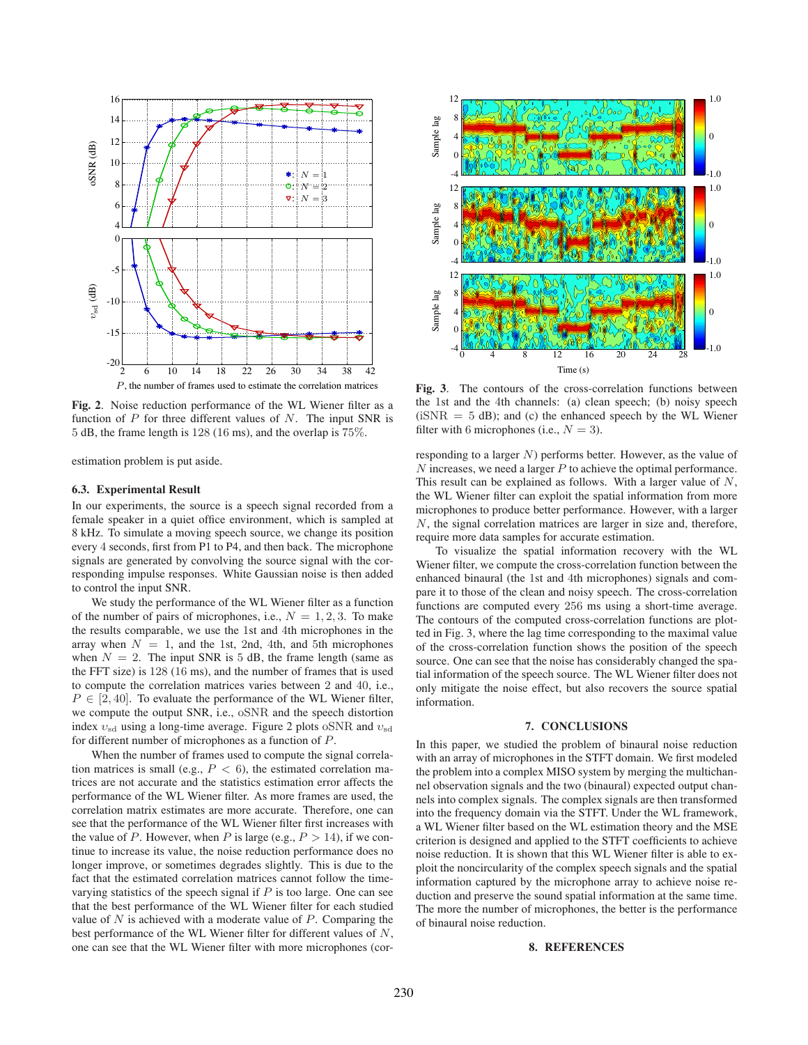**Fig. 2**. Noise reduction performance of the WL Wiener filter as a function of $P$ for three different values of $N$. The input SNR is 5 dB, the frame length is 128 (16 ms), and the overlap is 75%.

estimation problem is put aside.

### 6.3. Experimental Result

In our experiments, the source is a speech signal recorded from a female speaker in a quiet office environment, which is sampled at 8 kHz. To simulate a moving speech source, we change its position every 4 seconds, first from P1 to P4, and then back. The microphone signals are generated by convolving the source signal with the corresponding impulse responses. White Gaussian noise is then added to control the input SNR.

We study the performance of the WL Wiener filter as a function of the number of pairs of microphones, i.e., $N = 1, 2, 3$. To make the results comparable, we use the 1st and 4th microphones in the array when $N = 1$, and the 1st, 2nd, 4th, and 5th microphones when $N = 2$. The input SNR is 5 dB, the frame length (same as the FFT size) is 128 (16 ms), and the number of frames that is used to compute the correlation matrices varies between 2 and 40, i.e., $P \in [2, 40]$. To evaluate the performance of the WL Wiener filter, we compute the output SNR, i.e., $\text{oSNR}$ and the speech distortion index $\upsilon_{\text{sd}}$ using a long-time average. Figure 2 plots $\text{oSNR}$ and $\upsilon_{\text{sd}}$ for different number of microphones as a function of $P$.

When the number of frames used to compute the signal correlation matrices is small (e.g., $P < 6$), the estimated correlation matrices are not accurate and the statistics estimation error affects the performance of the WL Wiener filter. As more frames are used, the correlation matrix estimates are more accurate. Therefore, one can see that the performance of the WL Wiener filter first increases with the value of $P$. However, when $P$ is large (e.g., $P > 14$), if we continue to increase its value, the noise reduction performance does no longer improve, or sometimes degrades slightly. This is due to the fact that the estimated correlation matrices cannot follow the time-varying statistics of the speech signal if $P$ is too large. One can see that the best performance of the WL Wiener filter for each studied value of $N$ is achieved with a moderate value of $P$. Comparing the best performance of the WL Wiener filter for different values of $N$, one can see that the WL Wiener filter with more microphones (corresponding to a larger $N$) performs better. However, as the value of $N$ increases, we need a larger $P$ to achieve the optimal performance. This result can be explained as follows. With a larger value of $N$, the WL Wiener filter can exploit the spatial information from more microphones to produce better performance. However, with a larger $N$, the signal correlation matrices are larger in size and, therefore, require more data samples for accurate estimation.

**Fig. 3**. The contours of the cross-correlation functions between the 1st and the 4th channels: (a) clean speech; (b) noisy speech ($\text{iSNR} = 5$ dB); and (c) the enhanced speech by the WL Wiener filter with 6 microphones (i.e., $N = 3$).

To visualize the spatial information recovery with the WL Wiener filter, we compute the cross-correlation function between the enhanced binaural (the 1st and 4th microphones) signals and compare it to those of the clean and noisy speech. The cross-correlation functions are computed every 256 ms using a short-time average. The contours of the computed cross-correlation functions are plotted in Fig. 3, where the lag time corresponding to the maximal value of the cross-correlation function shows the position of the speech source. One can see that the noise has considerably changed the spatial information of the speech source. The WL Wiener filter does not only mitigate the noise effect, but also recovers the source spatial information.

## 7. CONCLUSIONS

In this paper, we studied the problem of binaural noise reduction with an array of microphones in the STFT domain. We first modeled the problem into a complex MISO system by merging the multichannel observation signals and the two (binaural) expected output channels into complex signals. The complex signals are then transformed into the frequency domain via the STFT. Under the WL framework, a WL Wiener filter based on the WL estimation theory and the MSE criterion is designed and applied to the STFT coefficients to achieve noise reduction. It is shown that this WL Wiener filter is able to exploit the noncircularity of the complex speech signals and the spatial information captured by the microphone array to achieve noise reduction and preserve the sound spatial information at the same time. The more the number of microphones, the better is the performance of binaural noise reduction.

## 8. REFERENCES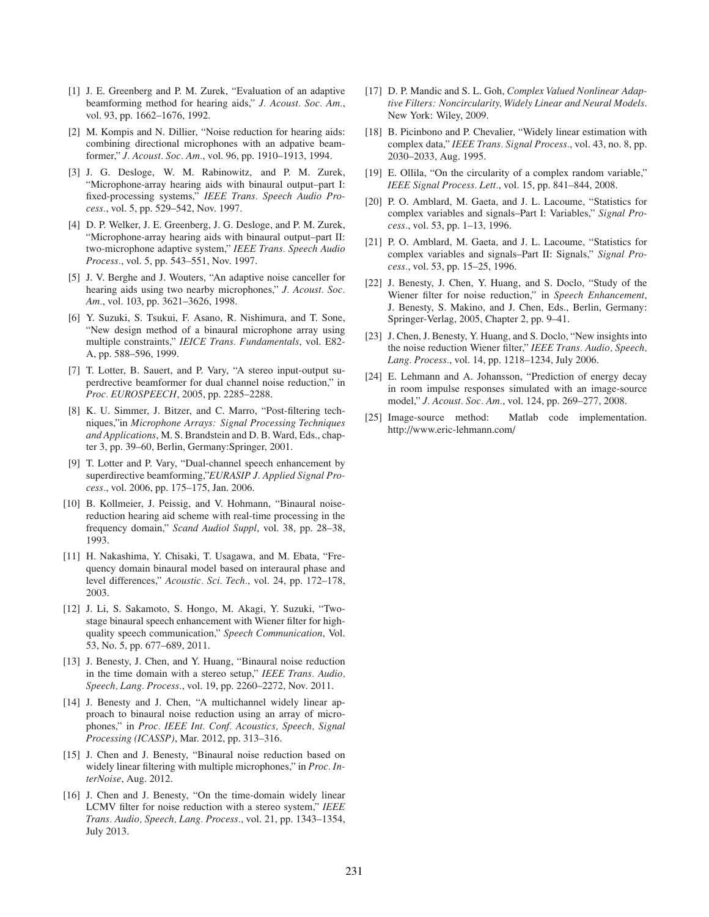[1] J. E. Greenberg and P. M. Zurek, "Evaluation of an adaptive beamforming method for hearing aids," *J. Acoust. Soc. Am.*, vol. 93, pp. 1662–1676, 1992.

[2] M. Kompis and N. Dillier, "Noise reduction for hearing aids: combining directional microphones with an adpative beamformer," *J. Acoust. Soc. Am.*, vol. 96, pp. 1910–1913, 1994.

[3] J. G. Desloge, W. M. Rabinowitz, and P. M. Zurek, "Microphone-array hearing aids with binaural output–part I: fixed-processing systems," *IEEE Trans. Speech Audio Process.*, vol. 5, pp. 529–542, Nov. 1997.

[4] D. P. Welker, J. E. Greenberg, J. G. Desloge, and P. M. Zurek, "Microphone-array hearing aids with binaural output–part II: two-microphone adaptive system," *IEEE Trans. Speech Audio Process.*, vol. 5, pp. 543–551, Nov. 1997.

[5] J. V. Berghe and J. Wouters, "An adaptive noise canceller for hearing aids using two nearby microphones," *J. Acoust. Soc. Am.*, vol. 103, pp. 3621–3626, 1998.

[6] Y. Suzuki, S. Tsukui, F. Asano, R. Nishimura, and T. Sone, "New design method of a binaural microphone array using multiple constraints," *IEICE Trans. Fundamentals*, vol. E82-A, pp. 588–596, 1999.

[7] T. Lotter, B. Sauert, and P. Vary, "A stereo input-output superdrective beamformer for dual channel noise reduction," in *Proc. EUROSPEECH*, 2005, pp. 2285–2288.

[8] K. U. Simmer, J. Bitzer, and C. Marro, "Post-filtering techniques,"in *Microphone Arrays: Signal Processing Techniques and Applications*, M. S. Brandstein and D. B. Ward, Eds., chapter 3, pp. 39–60, Berlin, Germany:Springer, 2001.

[9] T. Lotter and P. Vary, "Dual-channel speech enhancement by superdirective beamforming,"*EURASIP J. Applied Signal Process.*, vol. 2006, pp. 175–175, Jan. 2006.

[10] B. Kollmeier, J. Peissig, and V. Hohmann, "Binaural noise-reduction hearing aid scheme with real-time processing in the frequency domain," *Scand Audiol Suppl*, vol. 38, pp. 28–38, 1993.

[11] H. Nakashima, Y. Chisaki, T. Usagawa, and M. Ebata, "Frequency domain binaural model based on interaural phase and level differences," *Acoustic. Sci. Tech.*, vol. 24, pp. 172–178, 2003.

[12] J. Li, S. Sakamoto, S. Hongo, M. Akagi, Y. Suzuki, "Two-stage binaural speech enhancement with Wiener filter for high-quality speech communication," *Speech Communication*, Vol. 53, No. 5, pp. 677–689, 2011.

[13] J. Benesty, J. Chen, and Y. Huang, "Binaural noise reduction in the time domain with a stereo setup," *IEEE Trans. Audio, Speech, Lang. Process.*, vol. 19, pp. 2260–2272, Nov. 2011.

[14] J. Benesty and J. Chen, "A multichannel widely linear approach to binaural noise reduction using an array of microphones," in *Proc. IEEE Int. Conf. Acoustics, Speech, Signal Processing (ICASSP)*, Mar. 2012, pp. 313–316.

[15] J. Chen and J. Benesty, "Binaural noise reduction based on widely linear filtering with multiple microphones," in *Proc. InterNoise*, Aug. 2012.

[16] J. Chen and J. Benesty, "On the time-domain widely linear LCMV filter for noise reduction with a stereo system," *IEEE Trans. Audio, Speech, Lang. Process.*, vol. 21, pp. 1343–1354, July 2013.

[17] D. P. Mandic and S. L. Goh, *Complex Valued Nonlinear Adaptive Filters: Noncircularity, Widely Linear and Neural Models*. New York: Wiley, 2009.

[18] B. Picinbono and P. Chevalier, "Widely linear estimation with complex data," *IEEE Trans. Signal Process.*, vol. 43, no. 8, pp. 2030–2033, Aug. 1995.

[19] E. Ollila, "On the circularity of a complex random variable," *IEEE Signal Process. Lett.*, vol. 15, pp. 841–844, 2008.

[20] P. O. Amblard, M. Gaeta, and J. L. Lacoume, "Statistics for complex variables and signals–Part I: Variables," *Signal Process.*, vol. 53, pp. 1–13, 1996.

[21] P. O. Amblard, M. Gaeta, and J. L. Lacoume, "Statistics for complex variables and signals–Part II: Signals," *Signal Process.*, vol. 53, pp. 15–25, 1996.

[22] J. Benesty, J. Chen, Y. Huang, and S. Doclo, "Study of the Wiener filter for noise reduction," in *Speech Enhancement*, J. Benesty, S. Makino, and J. Chen, Eds., Berlin, Germany: Springer-Verlag, 2005, Chapter 2, pp. 9–41.

[23] J. Chen, J. Benesty, Y. Huang, and S. Doclo, "New insights into the noise reduction Wiener filter," *IEEE Trans. Audio, Speech, Lang. Process.*, vol. 14, pp. 1218–1234, July 2006.

[24] E. Lehmann and A. Johansson, "Prediction of energy decay in room impulse responses simulated with an image-source model," *J. Acoust. Soc. Am.*, vol. 124, pp. 269–277, 2008.

[25] Image-source method: Matlab code implementation. http://www.eric-lehmann.com/